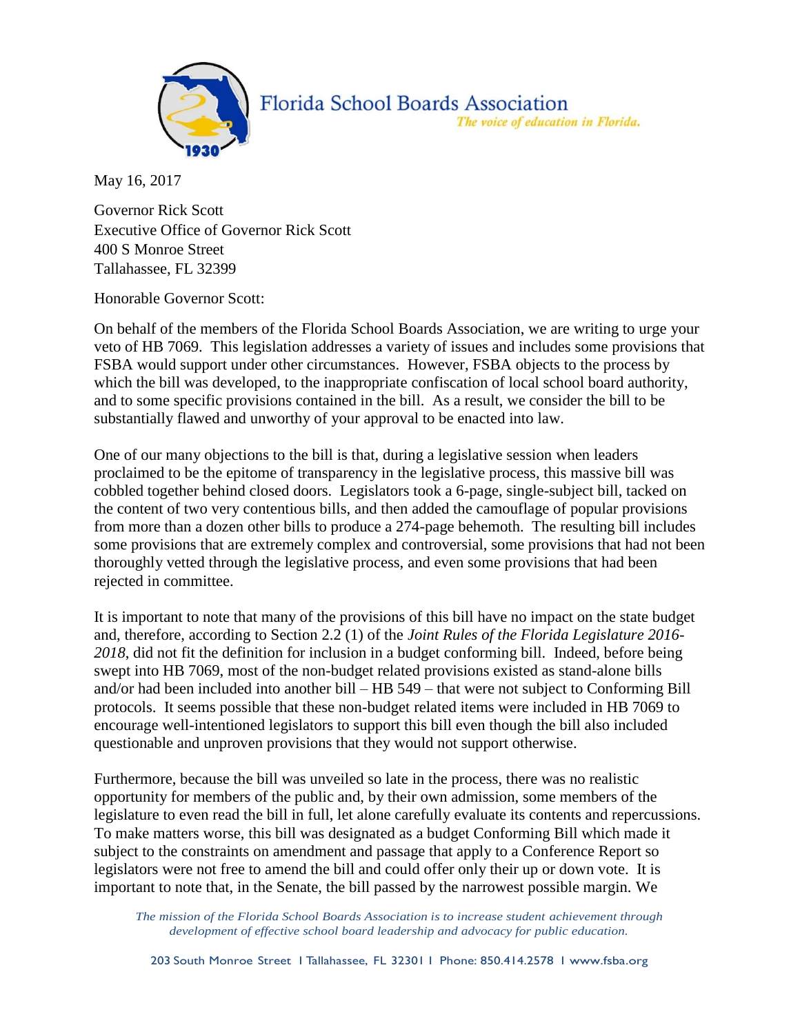Florida School Boards Association

*The voice of education in Florida.*

May 16, 2017

Governor Rick Scott
Executive Office of Governor Rick Scott
400 S Monroe Street
Tallahassee, FL 32399

Honorable Governor Scott:

On behalf of the members of the Florida School Boards Association, we are writing to urge your veto of HB 7069. This legislation addresses a variety of issues and includes some provisions that FSBA would support under other circumstances. However, FSBA objects to the process by which the bill was developed, to the inappropriate confiscation of local school board authority, and to some specific provisions contained in the bill. As a result, we consider the bill to be substantially flawed and unworthy of your approval to be enacted into law.

One of our many objections to the bill is that, during a legislative session when leaders proclaimed to be the epitome of transparency in the legislative process, this massive bill was cobbled together behind closed doors. Legislators took a 6-page, single-subject bill, tacked on the content of two very contentious bills, and then added the camouflage of popular provisions from more than a dozen other bills to produce a 274-page behemoth. The resulting bill includes some provisions that are extremely complex and controversial, some provisions that had not been thoroughly vetted through the legislative process, and even some provisions that had been rejected in committee.

It is important to note that many of the provisions of this bill have no impact on the state budget and, therefore, according to Section 2.2 (1) of the *Joint Rules of the Florida Legislature 2016-2018*, did not fit the definition for inclusion in a budget conforming bill. Indeed, before being swept into HB 7069, most of the non-budget related provisions existed as stand-alone bills and/or had been included into another bill – HB 549 – that were not subject to Conforming Bill protocols. It seems possible that these non-budget related items were included in HB 7069 to encourage well-intentioned legislators to support this bill even though the bill also included questionable and unproven provisions that they would not support otherwise.

Furthermore, because the bill was unveiled so late in the process, there was no realistic opportunity for members of the public and, by their own admission, some members of the legislature to even read the bill in full, let alone carefully evaluate its contents and repercussions. To make matters worse, this bill was designated as a budget Conforming Bill which made it subject to the constraints on amendment and passage that apply to a Conference Report so legislators were not free to amend the bill and could offer only their up or down vote. It is important to note that, in the Senate, the bill passed by the narrowest possible margin. We

*The mission of the Florida School Boards Association is to increase student achievement through development of effective school board leadership and advocacy for public education.*

203 South Monroe Street | Tallahassee, FL 32301 | Phone: 850.414.2578 | www.fsba.org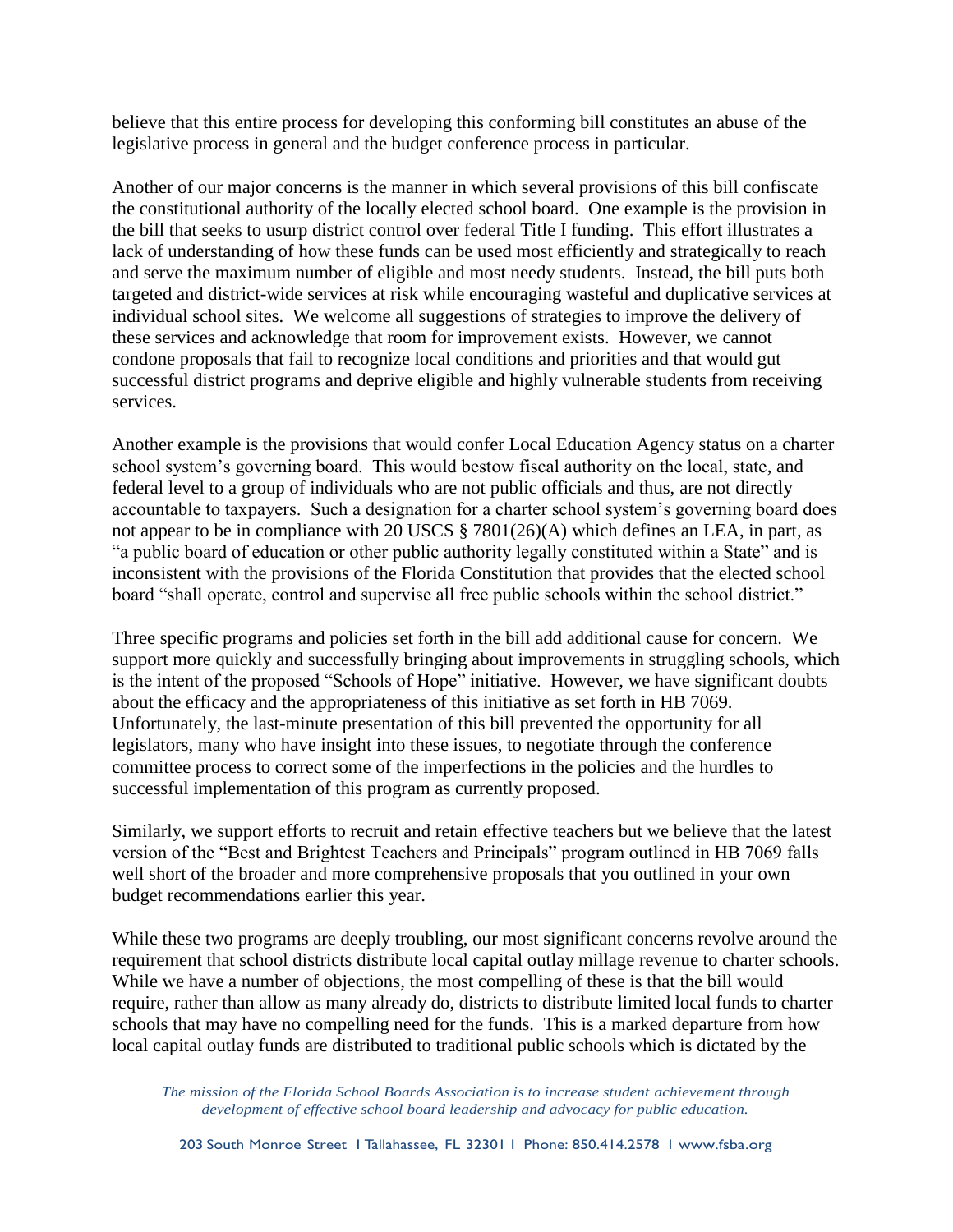believe that this entire process for developing this conforming bill constitutes an abuse of the legislative process in general and the budget conference process in particular.

Another of our major concerns is the manner in which several provisions of this bill confiscate the constitutional authority of the locally elected school board. One example is the provision in the bill that seeks to usurp district control over federal Title I funding. This effort illustrates a lack of understanding of how these funds can be used most efficiently and strategically to reach and serve the maximum number of eligible and most needy students. Instead, the bill puts both targeted and district-wide services at risk while encouraging wasteful and duplicative services at individual school sites. We welcome all suggestions of strategies to improve the delivery of these services and acknowledge that room for improvement exists. However, we cannot condone proposals that fail to recognize local conditions and priorities and that would gut successful district programs and deprive eligible and highly vulnerable students from receiving services.

Another example is the provisions that would confer Local Education Agency status on a charter school system's governing board. This would bestow fiscal authority on the local, state, and federal level to a group of individuals who are not public officials and thus, are not directly accountable to taxpayers. Such a designation for a charter school system's governing board does not appear to be in compliance with 20 USCS § 7801(26)(A) which defines an LEA, in part, as "a public board of education or other public authority legally constituted within a State" and is inconsistent with the provisions of the Florida Constitution that provides that the elected school board "shall operate, control and supervise all free public schools within the school district."

Three specific programs and policies set forth in the bill add additional cause for concern. We support more quickly and successfully bringing about improvements in struggling schools, which is the intent of the proposed "Schools of Hope" initiative. However, we have significant doubts about the efficacy and the appropriateness of this initiative as set forth in HB 7069. Unfortunately, the last-minute presentation of this bill prevented the opportunity for all legislators, many who have insight into these issues, to negotiate through the conference committee process to correct some of the imperfections in the policies and the hurdles to successful implementation of this program as currently proposed.

Similarly, we support efforts to recruit and retain effective teachers but we believe that the latest version of the "Best and Brightest Teachers and Principals" program outlined in HB 7069 falls well short of the broader and more comprehensive proposals that you outlined in your own budget recommendations earlier this year.

While these two programs are deeply troubling, our most significant concerns revolve around the requirement that school districts distribute local capital outlay millage revenue to charter schools. While we have a number of objections, the most compelling of these is that the bill would require, rather than allow as many already do, districts to distribute limited local funds to charter schools that may have no compelling need for the funds. This is a marked departure from how local capital outlay funds are distributed to traditional public schools which is dictated by the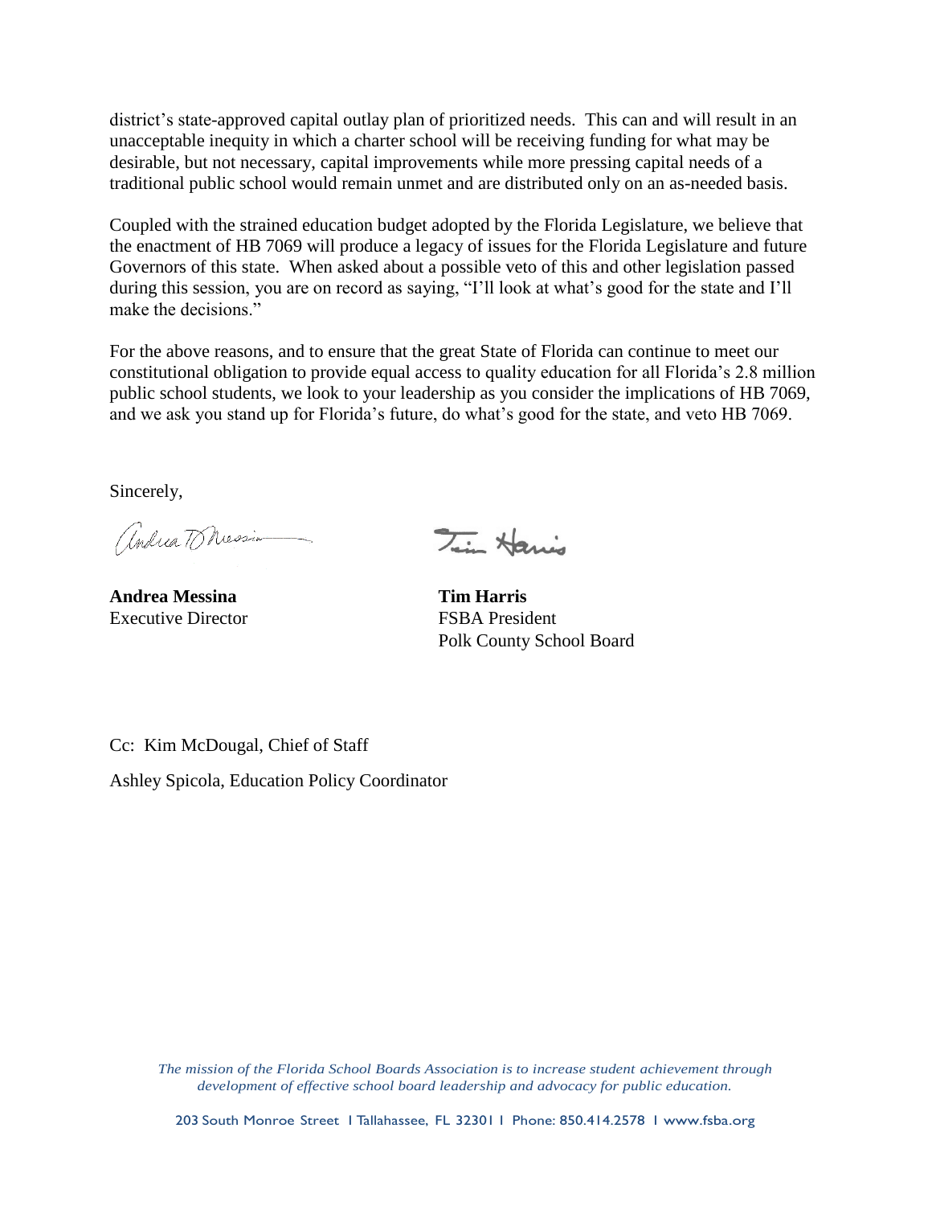district's state-approved capital outlay plan of prioritized needs. This can and will result in an unacceptable inequity in which a charter school will be receiving funding for what may be desirable, but not necessary, capital improvements while more pressing capital needs of a traditional public school would remain unmet and are distributed only on an as-needed basis.

Coupled with the strained education budget adopted by the Florida Legislature, we believe that the enactment of HB 7069 will produce a legacy of issues for the Florida Legislature and future Governors of this state. When asked about a possible veto of this and other legislation passed during this session, you are on record as saying, "I'll look at what's good for the state and I'll make the decisions."

For the above reasons, and to ensure that the great State of Florida can continue to meet our constitutional obligation to provide equal access to quality education for all Florida's 2.8 million public school students, we look to your leadership as you consider the implications of HB 7069, and we ask you stand up for Florida's future, do what's good for the state, and veto HB 7069.

Sincerely,

**Andrea Messina**
Executive Director

**Tim Harris**
FSBA President
Polk County School Board

Cc: Kim McDougal, Chief of Staff

Ashley Spicola, Education Policy Coordinator

*The mission of the Florida School Boards Association is to increase student achievement through development of effective school board leadership and advocacy for public education.*

203 South Monroe Street | Tallahassee, FL 32301 | Phone: 850.414.2578 | www.fsba.org